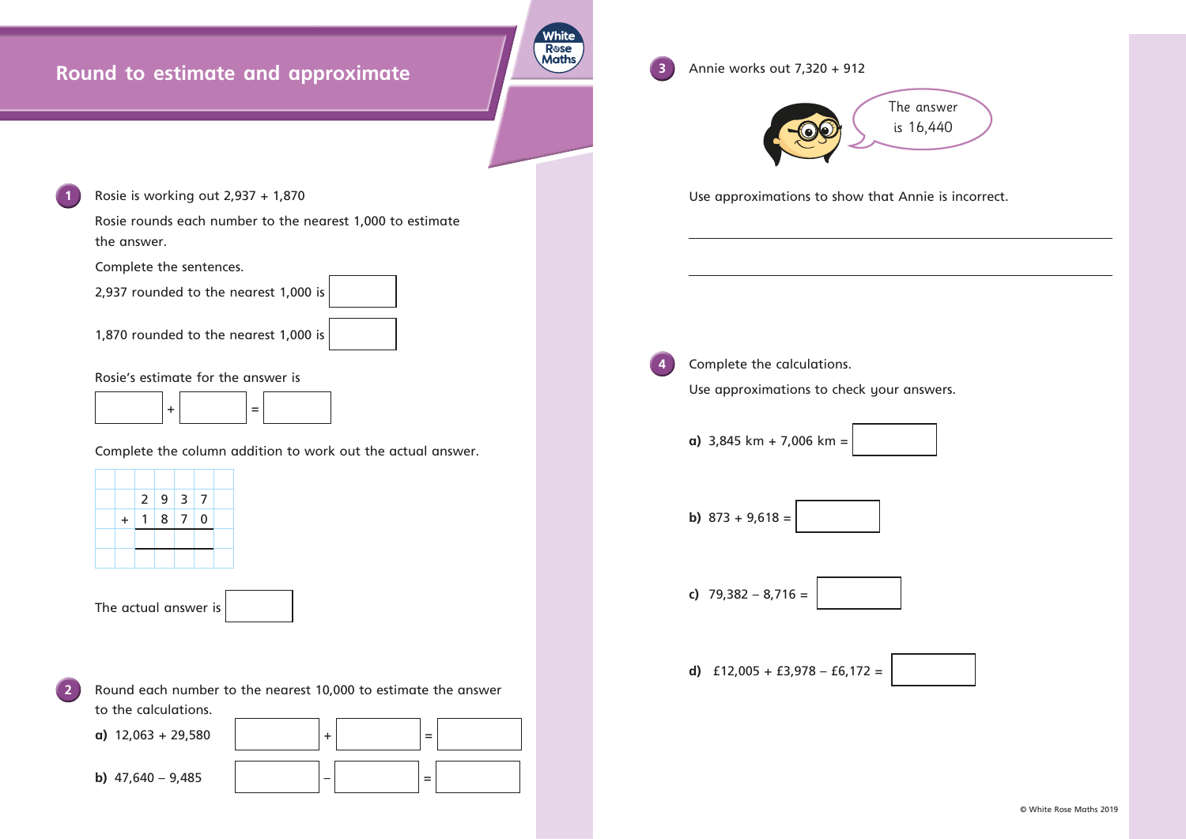# Round to estimate and approximate

**1** Rosie is working out 2,937 + 1,870

Rosie rounds each number to the nearest 1,000 to estimate the answer.

Complete the sentences.

2,937 rounded to the nearest 1,000 is ______

1,870 rounded to the nearest 1,000 is ______

Rosie's estimate for the answer is

______ + ______ = ______

Complete the column addition to work out the actual answer.

| | | | | | |
|---|---|---|---|---|---|
| | | 2 | 9 | 3 | 7 |
| | + | 1 | 8 | 7 | 0 |
| | | | | | |

The actual answer is ______

**2** Round each number to the nearest 10,000 to estimate the answer to the calculations.

**a)** 12,063 + 29,580 ______ + ______ = ______

**b)** 47,640 − 9,485 ______ − ______ = ______

**3** Annie works out 7,320 + 912

"The answer is 16,440"

Use approximations to show that Annie is incorrect.

______________________________

______________________________

**4** Complete the calculations.

Use approximations to check your answers.

**a)** 3,845 km + 7,006 km = ______

**b)** 873 + 9,618 = ______

**c)** 79,382 − 8,716 = ______

**d)** £12,005 + £3,978 − £6,172 = ______

© White Rose Maths 2019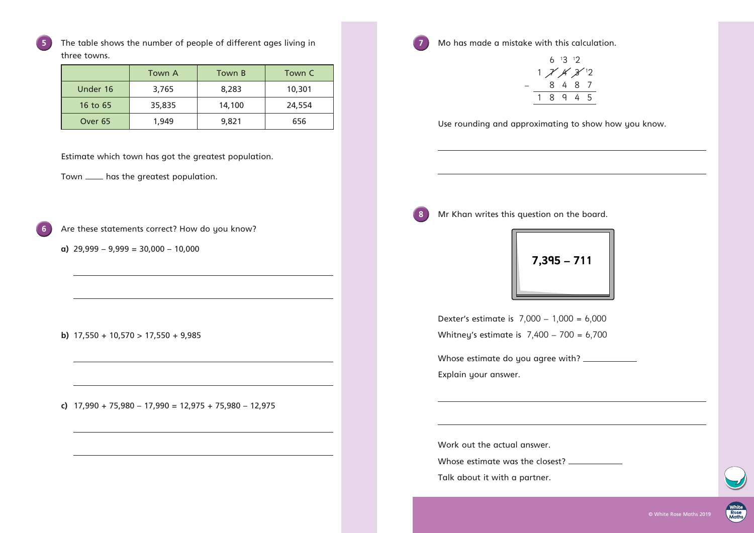**5** The table shows the number of people of different ages living in three towns.

| | Town A | Town B | Town C |
|---|---|---|---|
| Under 16 | 3,765 | 8,283 | 10,301 |
| 16 to 65 | 35,835 | 14,100 | 24,554 |
| Over 65 | 1,949 | 9,821 | 656 |

Estimate which town has got the greatest population.

Town ____ has the greatest population.

**6** Are these statements correct? How do you know?

**a)** 29,999 – 9,999 = 30,000 – 10,000

**b)** 17,550 + 10,570 > 17,550 + 9,985

**c)** 17,990 + 75,980 – 17,990 = 12,975 + 75,980 – 12,975

**7** Mo has made a mistake with this calculation.

```
    6 ¹3 ¹2
  1 7̸ 4̸ 3̸ ¹2
–   8  4  8  7
  1 8  9  4  5
```

Use rounding and approximating to show how you know.

**8** Mr Khan writes this question on the board.

**7,395 – 711**

Dexter's estimate is 7,000 – 1,000 = 6,000

Whitney's estimate is 7,400 – 700 = 6,700

Whose estimate do you agree with? ____________

Explain your answer.

Work out the actual answer.

Whose estimate was the closest? ____________

Talk about it with a partner.